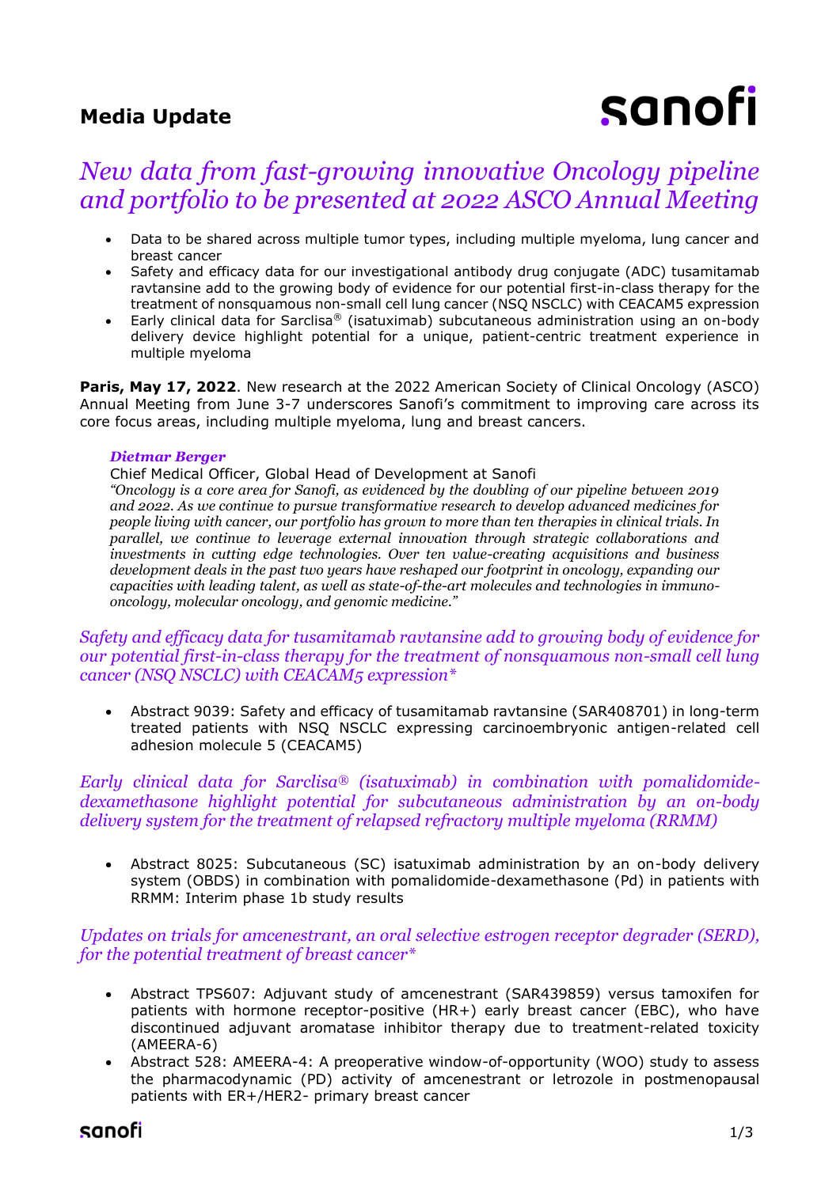**Media Update**

# *New data from fast-growing innovative Oncology pipeline and portfolio to be presented at 2022 ASCO Annual Meeting*

- Data to be shared across multiple tumor types, including multiple myeloma, lung cancer and breast cancer
- Safety and efficacy data for our investigational antibody drug conjugate (ADC) tusamitamab ravtansine add to the growing body of evidence for our potential first-in-class therapy for the treatment of nonsquamous non-small cell lung cancer (NSQ NSCLC) with CEACAM5 expression
- Early clinical data for Sarclisa® (isatuximab) subcutaneous administration using an on-body delivery device highlight potential for a unique, patient-centric treatment experience in multiple myeloma

**Paris, May 17, 2022**. New research at the 2022 American Society of Clinical Oncology (ASCO) Annual Meeting from June 3-7 underscores Sanofi's commitment to improving care across its core focus areas, including multiple myeloma, lung and breast cancers.

***Dietmar Berger***
Chief Medical Officer, Global Head of Development at Sanofi
*"Oncology is a core area for Sanofi, as evidenced by the doubling of our pipeline between 2019 and 2022. As we continue to pursue transformative research to develop advanced medicines for people living with cancer, our portfolio has grown to more than ten therapies in clinical trials. In parallel, we continue to leverage external innovation through strategic collaborations and investments in cutting edge technologies. Over ten value-creating acquisitions and business development deals in the past two years have reshaped our footprint in oncology, expanding our capacities with leading talent, as well as state-of-the-art molecules and technologies in immuno-oncology, molecular oncology, and genomic medicine."*

## *Safety and efficacy data for tusamitamab ravtansine add to growing body of evidence for our potential first-in-class therapy for the treatment of nonsquamous non-small cell lung cancer (NSQ NSCLC) with CEACAM5 expression**

- Abstract 9039: Safety and efficacy of tusamitamab ravtansine (SAR408701) in long-term treated patients with NSQ NSCLC expressing carcinoembryonic antigen-related cell adhesion molecule 5 (CEACAM5)

## *Early clinical data for Sarclisa® (isatuximab) in combination with pomalidomide-dexamethasone highlight potential for subcutaneous administration by an on-body delivery system for the treatment of relapsed refractory multiple myeloma (RRMM)*

- Abstract 8025: Subcutaneous (SC) isatuximab administration by an on-body delivery system (OBDS) in combination with pomalidomide-dexamethasone (Pd) in patients with RRMM: Interim phase 1b study results

## *Updates on trials for amcenestrant, an oral selective estrogen receptor degrader (SERD), for the potential treatment of breast cancer**

- Abstract TPS607: Adjuvant study of amcenestrant (SAR439859) versus tamoxifen for patients with hormone receptor-positive (HR+) early breast cancer (EBC), who have discontinued adjuvant aromatase inhibitor therapy due to treatment-related toxicity (AMEERA-6)
- Abstract 528: AMEERA-4: A preoperative window-of-opportunity (WOO) study to assess the pharmacodynamic (PD) activity of amcenestrant or letrozole in postmenopausal patients with ER+/HER2- primary breast cancer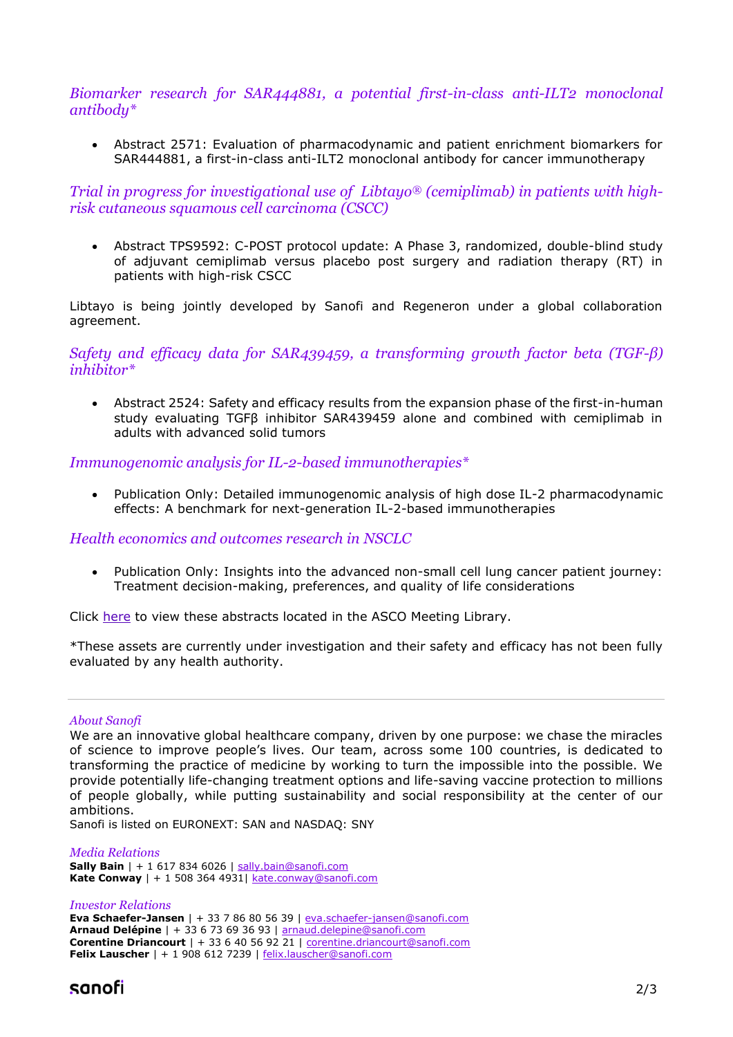*Biomarker research for SAR444881, a potential first-in-class anti-ILT2 monoclonal antibody**

- Abstract 2571: Evaluation of pharmacodynamic and patient enrichment biomarkers for SAR444881, a first-in-class anti-ILT2 monoclonal antibody for cancer immunotherapy

*Trial in progress for investigational use of Libtayo® (cemiplimab) in patients with high-risk cutaneous squamous cell carcinoma (CSCC)*

- Abstract TPS9592: C-POST protocol update: A Phase 3, randomized, double-blind study of adjuvant cemiplimab versus placebo post surgery and radiation therapy (RT) in patients with high-risk CSCC

Libtayo is being jointly developed by Sanofi and Regeneron under a global collaboration agreement.

*Safety and efficacy data for SAR439459, a transforming growth factor beta (TGF-β) inhibitor**

- Abstract 2524: Safety and efficacy results from the expansion phase of the first-in-human study evaluating TGFβ inhibitor SAR439459 alone and combined with cemiplimab in adults with advanced solid tumors

*Immunogenomic analysis for IL-2-based immunotherapies**

- Publication Only: Detailed immunogenomic analysis of high dose IL-2 pharmacodynamic effects: A benchmark for next-generation IL-2-based immunotherapies

*Health economics and outcomes research in NSCLC*

- Publication Only: Insights into the advanced non-small cell lung cancer patient journey: Treatment decision-making, preferences, and quality of life considerations

Click here to view these abstracts located in the ASCO Meeting Library.

*These assets are currently under investigation and their safety and efficacy has not been fully evaluated by any health authority.

---

*About Sanofi*

We are an innovative global healthcare company, driven by one purpose: we chase the miracles of science to improve people's lives. Our team, across some 100 countries, is dedicated to transforming the practice of medicine by working to turn the impossible into the possible. We provide potentially life-changing treatment options and life-saving vaccine protection to millions of people globally, while putting sustainability and social responsibility at the center of our ambitions.

Sanofi is listed on EURONEXT: SAN and NASDAQ: SNY

*Media Relations*

**Sally Bain** | + 1 617 834 6026 | sally.bain@sanofi.com
**Kate Conway** | + 1 508 364 4931| kate.conway@sanofi.com

*Investor Relations*

**Eva Schaefer-Jansen** | + 33 7 86 80 56 39 | eva.schaefer-jansen@sanofi.com
**Arnaud Delépine** | + 33 6 73 69 36 93 | arnaud.delepine@sanofi.com
**Corentine Driancourt** | + 33 6 40 56 92 21 | corentine.driancourt@sanofi.com
**Felix Lauscher** | + 1 908 612 7239 | felix.lauscher@sanofi.com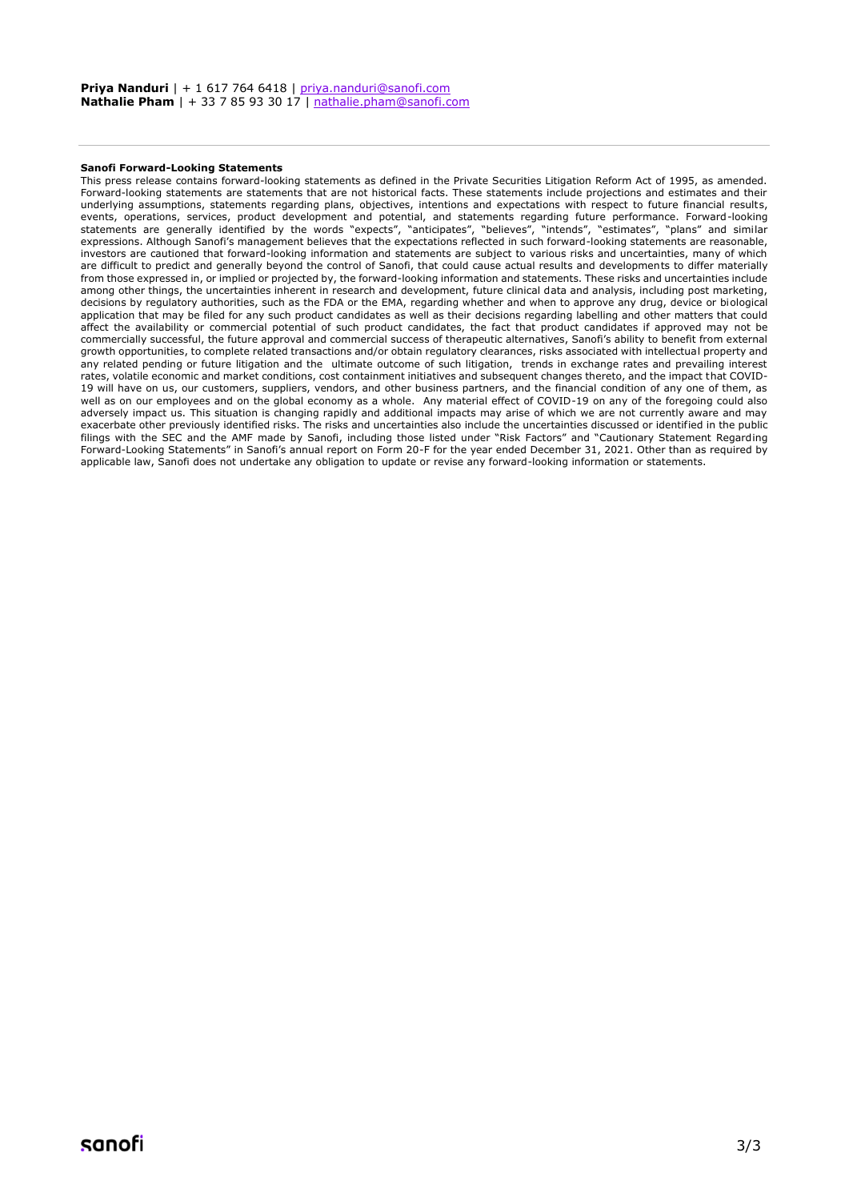**Priya Nanduri** | + 1 617 764 6418 | priya.nanduri@sanofi.com
**Nathalie Pham** | + 33 7 85 93 30 17 | nathalie.pham@sanofi.com

---

**Sanofi Forward-Looking Statements**

This press release contains forward-looking statements as defined in the Private Securities Litigation Reform Act of 1995, as amended. Forward-looking statements are statements that are not historical facts. These statements include projections and estimates and their underlying assumptions, statements regarding plans, objectives, intentions and expectations with respect to future financial results, events, operations, services, product development and potential, and statements regarding future performance. Forward-looking statements are generally identified by the words "expects", "anticipates", "believes", "intends", "estimates", "plans" and similar expressions. Although Sanofi's management believes that the expectations reflected in such forward-looking statements are reasonable, investors are cautioned that forward-looking information and statements are subject to various risks and uncertainties, many of which are difficult to predict and generally beyond the control of Sanofi, that could cause actual results and developments to differ materially from those expressed in, or implied or projected by, the forward-looking information and statements. These risks and uncertainties include among other things, the uncertainties inherent in research and development, future clinical data and analysis, including post marketing, decisions by regulatory authorities, such as the FDA or the EMA, regarding whether and when to approve any drug, device or biological application that may be filed for any such product candidates as well as their decisions regarding labelling and other matters that could affect the availability or commercial potential of such product candidates, the fact that product candidates if approved may not be commercially successful, the future approval and commercial success of therapeutic alternatives, Sanofi's ability to benefit from external growth opportunities, to complete related transactions and/or obtain regulatory clearances, risks associated with intellectual property and any related pending or future litigation and the ultimate outcome of such litigation, trends in exchange rates and prevailing interest rates, volatile economic and market conditions, cost containment initiatives and subsequent changes thereto, and the impact that COVID-19 will have on us, our customers, suppliers, vendors, and other business partners, and the financial condition of any one of them, as well as on our employees and on the global economy as a whole. Any material effect of COVID-19 on any of the foregoing could also adversely impact us. This situation is changing rapidly and additional impacts may arise of which we are not currently aware and may exacerbate other previously identified risks. The risks and uncertainties also include the uncertainties discussed or identified in the public filings with the SEC and the AMF made by Sanofi, including those listed under "Risk Factors" and "Cautionary Statement Regarding Forward-Looking Statements" in Sanofi's annual report on Form 20-F for the year ended December 31, 2021. Other than as required by applicable law, Sanofi does not undertake any obligation to update or revise any forward-looking information or statements.